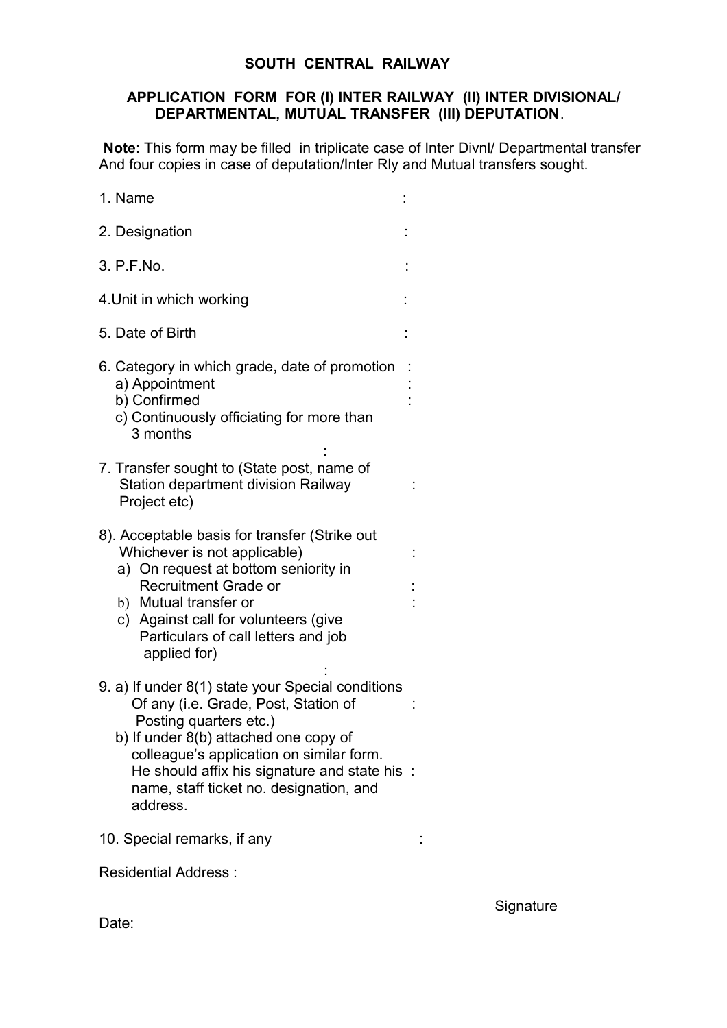# SOUTH CENTRAL RAILWAY

## APPLICATION FORM FOR (I) INTER RAILWAY (II) INTER DIVISIONAL/ DEPARTMENTAL, MUTUAL TRANSFER (III) DEPUTATION.

**Note**: This form may be filled in triplicate case of Inter Divnl/ Departmental transfer And four copies in case of deputation/Inter Rly and Mutual transfers sought.

1. Name :

2. Designation :

3. P.F.No. :

4. Unit in which working :

5. Date of Birth :

6. Category in which grade, date of promotion :
   a) Appointment :
   b) Confirmed :
   c) Continuously officiating for more than 3 months :

7. Transfer sought to (State post, name of Station department division Railway Project etc) :

8). Acceptable basis for transfer (Strike out Whichever is not applicable) :
   a) On request at bottom seniority in Recruitment Grade or :
   b) Mutual transfer or :
   c) Against call for volunteers (give Particulars of call letters and job applied for) :

9. a) If under 8(1) state your Special conditions Of any (i.e. Grade, Post, Station of Posting quarters etc.) :
   b) If under 8(b) attached one copy of colleague's application on similar form. He should affix his signature and state his name, staff ticket no. designation, and address. :

10. Special remarks, if any :

Residential Address :

Signature

Date: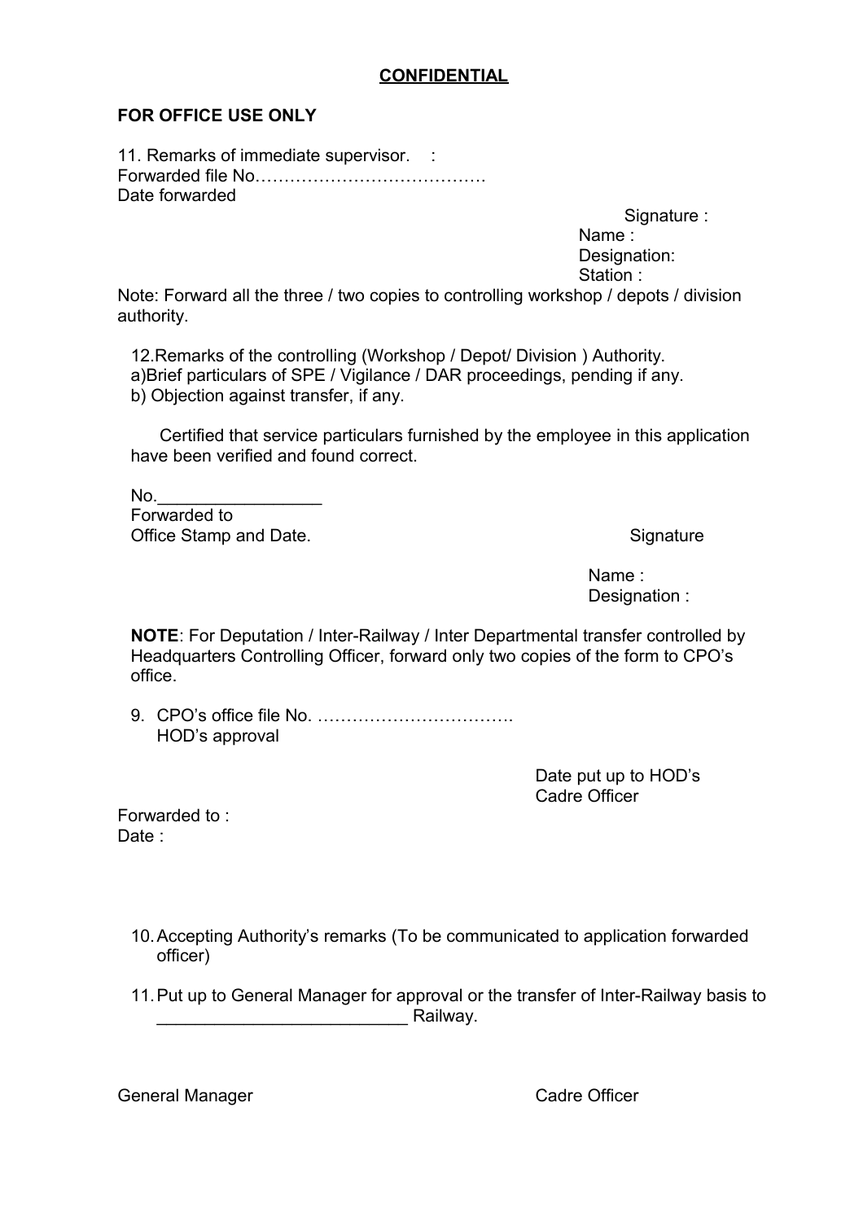**CONFIDENTIAL**

**FOR OFFICE USE ONLY**

11. Remarks of immediate supervisor. :
Forwarded file No………………………………….
Date forwarded

Signature :
Name :
Designation:
Station :

Note: Forward all the three / two copies to controlling workshop / depots / division authority.

12.Remarks of the controlling (Workshop / Depot/ Division ) Authority.
a)Brief particulars of SPE / Vigilance / DAR proceedings, pending if any.
b) Objection against transfer, if any.

Certified that service particulars furnished by the employee in this application have been verified and found correct.

No._________________
Forwarded to
Office Stamp and Date.

Signature

Name :
Designation :

**NOTE**: For Deputation / Inter-Railway / Inter Departmental transfer controlled by Headquarters Controlling Officer, forward only two copies of the form to CPO's office.

9. CPO's office file No. …………………………….
HOD's approval

Date put up to HOD's
Cadre Officer

Forwarded to :
Date :

10. Accepting Authority's remarks (To be communicated to application forwarded officer)

11. Put up to General Manager for approval or the transfer of Inter-Railway basis to __________________________ Railway.

General Manager

Cadre Officer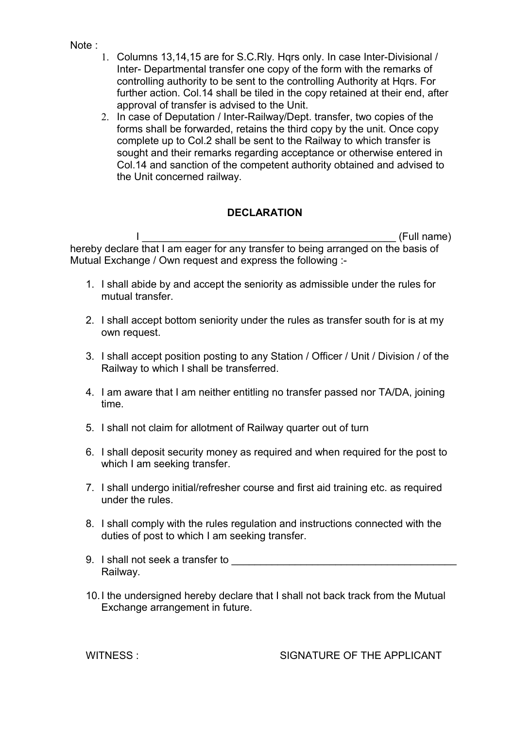Note :

1. Columns 13,14,15 are for S.C.Rly. Hqrs only. In case Inter-Divisional / Inter- Departmental transfer one copy of the form with the remarks of controlling authority to be sent to the controlling Authority at Hqrs. For further action. Col.14 shall be tiled in the copy retained at their end, after approval of transfer is advised to the Unit.
2. In case of Deputation / Inter-Railway/Dept. transfer, two copies of the forms shall be forwarded, retains the third copy by the unit. Once copy complete up to Col.2 shall be sent to the Railway to which transfer is sought and their remarks regarding acceptance or otherwise entered in Col.14 and sanction of the competent authority obtained and advised to the Unit concerned railway.

**DECLARATION**

I _____________________________________________ (Full name) hereby declare that I am eager for any transfer to being arranged on the basis of Mutual Exchange / Own request and express the following :-

1. I shall abide by and accept the seniority as admissible under the rules for mutual transfer.
2. I shall accept bottom seniority under the rules as transfer south for is at my own request.
3. I shall accept position posting to any Station / Officer / Unit / Division / of the Railway to which I shall be transferred.
4. I am aware that I am neither entitling no transfer passed nor TA/DA, joining time.
5. I shall not claim for allotment of Railway quarter out of turn
6. I shall deposit security money as required and when required for the post to which I am seeking transfer.
7. I shall undergo initial/refresher course and first aid training etc. as required under the rules.
8. I shall comply with the rules regulation and instructions connected with the duties of post to which I am seeking transfer.
9. I shall not seek a transfer to ________________________________________ Railway.
10. I the undersigned hereby declare that I shall not back track from the Mutual Exchange arrangement in future.

WITNESS : SIGNATURE OF THE APPLICANT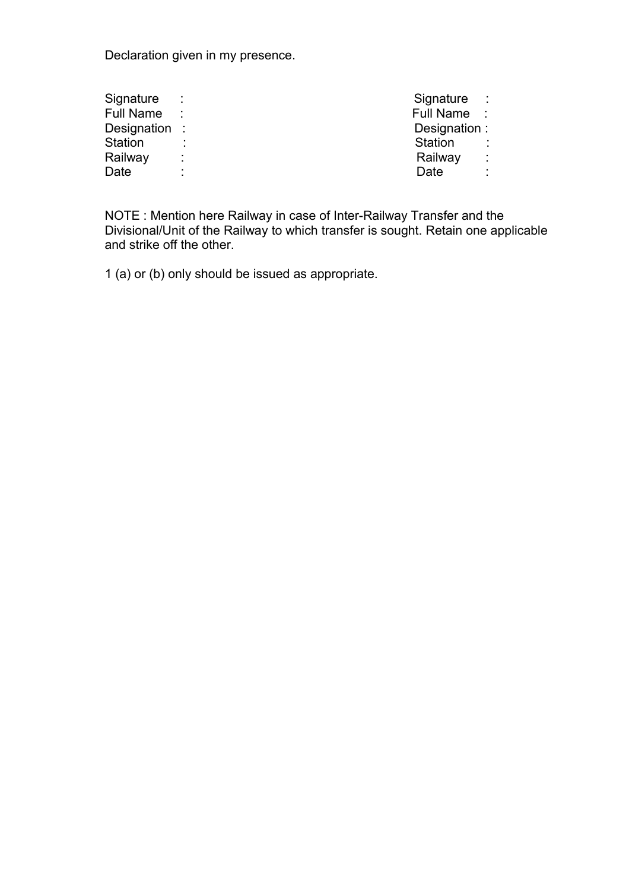Declaration given in my presence.

| | |
|---|---|
| Signature : | Signature : |
| Full Name : | Full Name : |
| Designation : | Designation : |
| Station : | Station : |
| Railway : | Railway : |
| Date : | Date : |

NOTE : Mention here Railway in case of Inter-Railway Transfer and the Divisional/Unit of the Railway to which transfer is sought. Retain one applicable and strike off the other.

1 (a) or (b) only should be issued as appropriate.